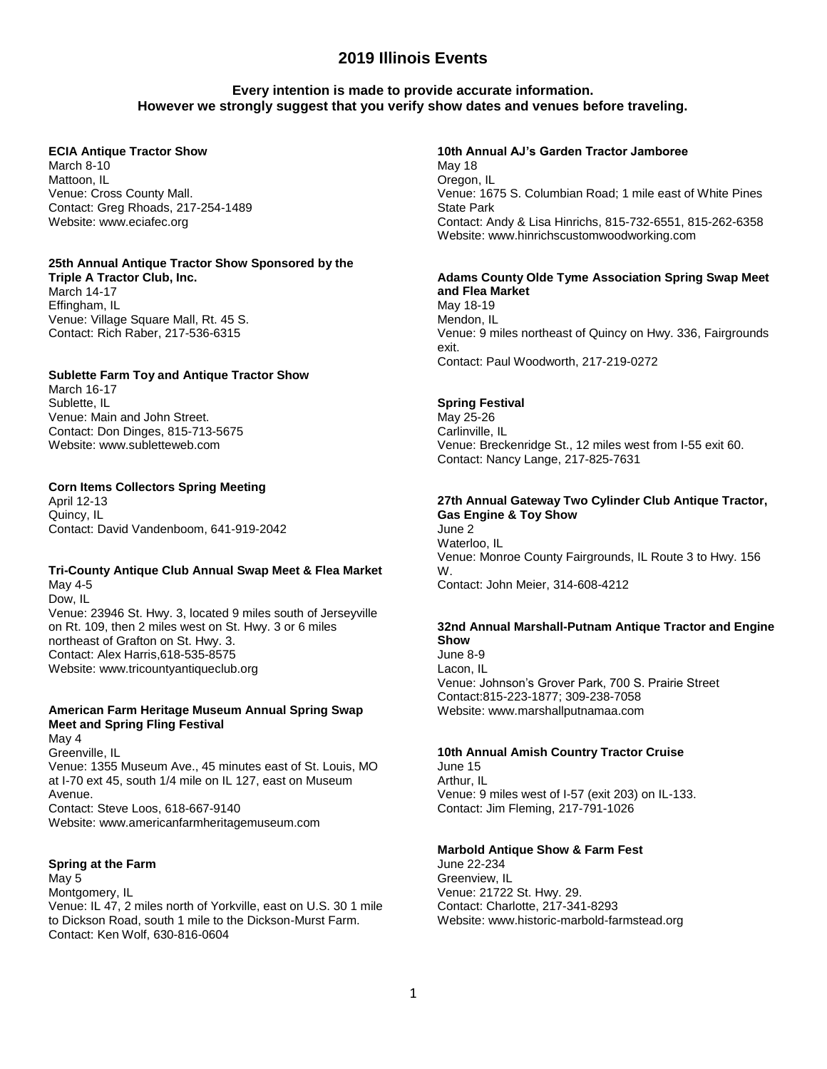# 2019 Illinois Events

**Every intention is made to provide accurate information.
However we strongly suggest that you verify show dates and venues before traveling.**

**ECIA Antique Tractor Show**
March 8-10
Mattoon, IL
Venue: Cross County Mall.
Contact: Greg Rhoads, 217-254-1489
Website: www.eciafec.org

**25th Annual Antique Tractor Show Sponsored by the Triple A Tractor Club, Inc.**
March 14-17
Effingham, IL
Venue: Village Square Mall, Rt. 45 S.
Contact: Rich Raber, 217-536-6315

**Sublette Farm Toy and Antique Tractor Show**
March 16-17
Sublette, IL
Venue: Main and John Street.
Contact: Don Dinges, 815-713-5675
Website: www.subletteweb.com

**Corn Items Collectors Spring Meeting**
April 12-13
Quincy, IL
Contact: David Vandenboom, 641-919-2042

**Tri-County Antique Club Annual Swap Meet & Flea Market**
May 4-5
Dow, IL
Venue: 23946 St. Hwy. 3, located 9 miles south of Jerseyville on Rt. 109, then 2 miles west on St. Hwy. 3 or 6 miles northeast of Grafton on St. Hwy. 3.
Contact: Alex Harris,618-535-8575
Website: www.tricountyantiqueclub.org

**American Farm Heritage Museum Annual Spring Swap Meet and Spring Fling Festival**
May 4
Greenville, IL
Venue: 1355 Museum Ave., 45 minutes east of St. Louis, MO at I-70 ext 45, south 1/4 mile on IL 127, east on Museum Avenue.
Contact: Steve Loos, 618-667-9140
Website: www.americanfarmheritagemuseum.com

**Spring at the Farm**
May 5
Montgomery, IL
Venue: IL 47, 2 miles north of Yorkville, east on U.S. 30 1 mile to Dickson Road, south 1 mile to the Dickson-Murst Farm.
Contact: Ken Wolf, 630-816-0604

**10th Annual AJ's Garden Tractor Jamboree**
May 18
Oregon, IL
Venue: 1675 S. Columbian Road; 1 mile east of White Pines State Park
Contact: Andy & Lisa Hinrichs, 815-732-6551, 815-262-6358
Website: www.hinrichscustomwoodworking.com

**Adams County Olde Tyme Association Spring Swap Meet and Flea Market**
May 18-19
Mendon, IL
Venue: 9 miles northeast of Quincy on Hwy. 336, Fairgrounds exit.
Contact: Paul Woodworth, 217-219-0272

**Spring Festival**
May 25-26
Carlinville, IL
Venue: Breckenridge St., 12 miles west from I-55 exit 60.
Contact: Nancy Lange, 217-825-7631

**27th Annual Gateway Two Cylinder Club Antique Tractor, Gas Engine & Toy Show**
June 2
Waterloo, IL
Venue: Monroe County Fairgrounds, IL Route 3 to Hwy. 156 W.
Contact: John Meier, 314-608-4212

**32nd Annual Marshall-Putnam Antique Tractor and Engine Show**
June 8-9
Lacon, IL
Venue: Johnson's Grover Park, 700 S. Prairie Street
Contact:815-223-1877; 309-238-7058
Website: www.marshallputnamaa.com

**10th Annual Amish Country Tractor Cruise**
June 15
Arthur, IL
Venue: 9 miles west of I-57 (exit 203) on IL-133.
Contact: Jim Fleming, 217-791-1026

**Marbold Antique Show & Farm Fest**
June 22-234
Greenview, IL
Venue: 21722 St. Hwy. 29.
Contact: Charlotte, 217-341-8293
Website: www.historic-marbold-farmstead.org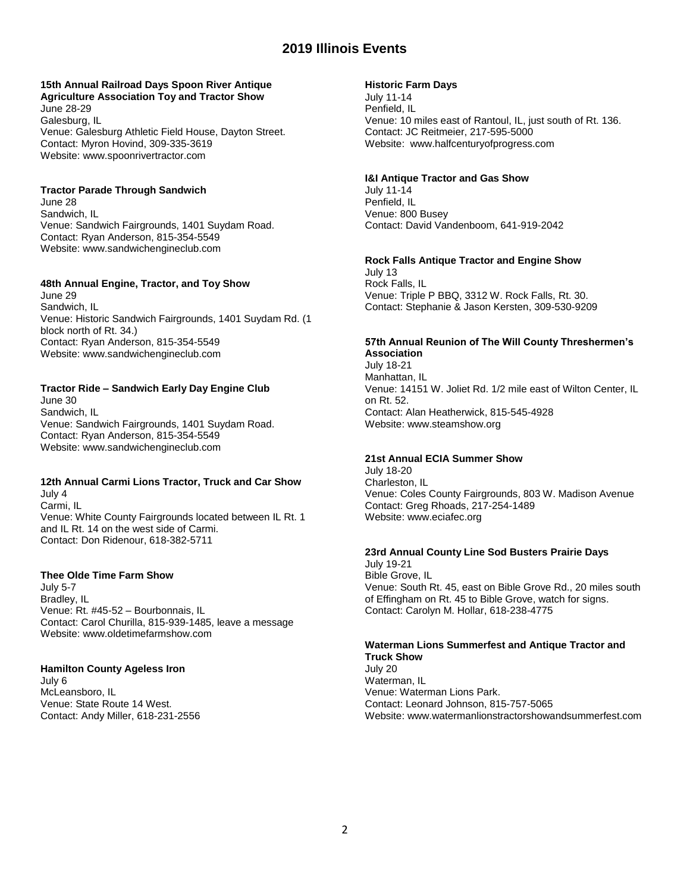# 2019 Illinois Events

**15th Annual Railroad Days Spoon River Antique Agriculture Association Toy and Tractor Show**
June 28-29
Galesburg, IL
Venue: Galesburg Athletic Field House, Dayton Street.
Contact: Myron Hovind, 309-335-3619
Website: www.spoonrivertractor.com

**Tractor Parade Through Sandwich**
June 28
Sandwich, IL
Venue: Sandwich Fairgrounds, 1401 Suydam Road.
Contact: Ryan Anderson, 815-354-5549
Website: www.sandwichengineclub.com

**48th Annual Engine, Tractor, and Toy Show**
June 29
Sandwich, IL
Venue: Historic Sandwich Fairgrounds, 1401 Suydam Rd. (1 block north of Rt. 34.)
Contact: Ryan Anderson, 815-354-5549
Website: www.sandwichengineclub.com

**Tractor Ride – Sandwich Early Day Engine Club**
June 30
Sandwich, IL
Venue: Sandwich Fairgrounds, 1401 Suydam Road.
Contact: Ryan Anderson, 815-354-5549
Website: www.sandwichengineclub.com

**12th Annual Carmi Lions Tractor, Truck and Car Show**
July 4
Carmi, IL
Venue: White County Fairgrounds located between IL Rt. 1 and IL Rt. 14 on the west side of Carmi.
Contact: Don Ridenour, 618-382-5711

**Thee Olde Time Farm Show**
July 5-7
Bradley, IL
Venue: Rt. #45-52 – Bourbonnais, IL
Contact: Carol Churilla, 815-939-1485, leave a message
Website: www.oldetimefarmshow.com

**Hamilton County Ageless Iron**
July 6
McLeansboro, IL
Venue: State Route 14 West.
Contact: Andy Miller, 618-231-2556

**Historic Farm Days**
July 11-14
Penfield, IL
Venue: 10 miles east of Rantoul, IL, just south of Rt. 136.
Contact: JC Reitmeier, 217-595-5000
Website: www.halfcenturyofprogress.com

**I&I Antique Tractor and Gas Show**
July 11-14
Penfield, IL
Venue: 800 Busey
Contact: David Vandenboom, 641-919-2042

**Rock Falls Antique Tractor and Engine Show**
July 13
Rock Falls, IL
Venue: Triple P BBQ, 3312 W. Rock Falls, Rt. 30.
Contact: Stephanie & Jason Kersten, 309-530-9209

**57th Annual Reunion of The Will County Threshermen's Association**
July 18-21
Manhattan, IL
Venue: 14151 W. Joliet Rd. 1/2 mile east of Wilton Center, IL on Rt. 52.
Contact: Alan Heatherwick, 815-545-4928
Website: www.steamshow.org

**21st Annual ECIA Summer Show**
July 18-20
Charleston, IL
Venue: Coles County Fairgrounds, 803 W. Madison Avenue
Contact: Greg Rhoads, 217-254-1489
Website: www.eciafec.org

**23rd Annual County Line Sod Busters Prairie Days**
July 19-21
Bible Grove, IL
Venue: South Rt. 45, east on Bible Grove Rd., 20 miles south of Effingham on Rt. 45 to Bible Grove, watch for signs.
Contact: Carolyn M. Hollar, 618-238-4775

**Waterman Lions Summerfest and Antique Tractor and Truck Show**
July 20
Waterman, IL
Venue: Waterman Lions Park.
Contact: Leonard Johnson, 815-757-5065
Website: www.watermanlionstractorshowandsummerfest.com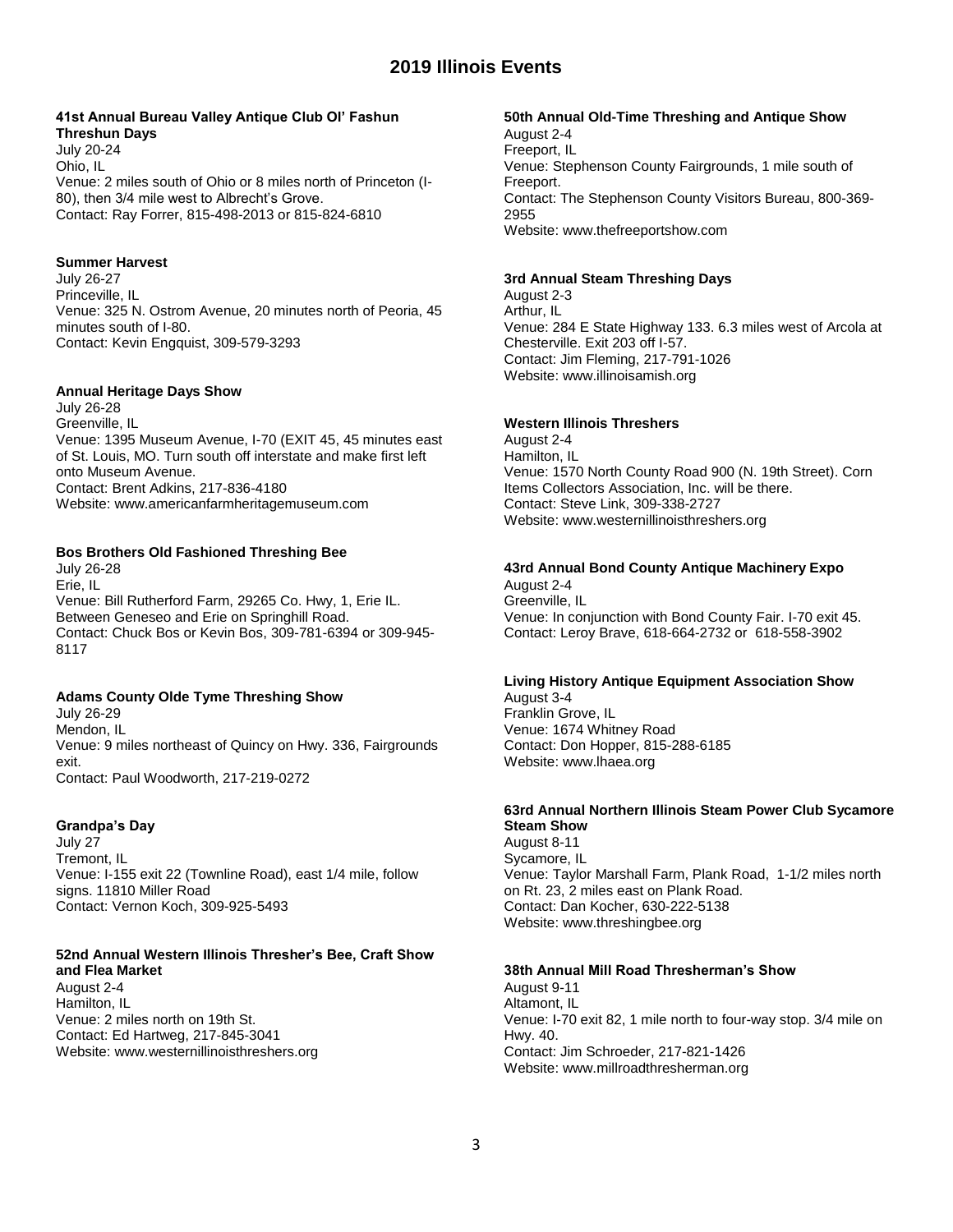# 2019 Illinois Events

### 41st Annual Bureau Valley Antique Club Ol' Fashun Threshun Days

July 20-24
Ohio, IL
Venue: 2 miles south of Ohio or 8 miles north of Princeton (I-80), then 3/4 mile west to Albrecht's Grove.
Contact: Ray Forrer, 815-498-2013 or 815-824-6810

### Summer Harvest

July 26-27
Princeville, IL
Venue: 325 N. Ostrom Avenue, 20 minutes north of Peoria, 45 minutes south of I-80.
Contact: Kevin Engquist, 309-579-3293

### Annual Heritage Days Show

July 26-28
Greenville, IL
Venue: 1395 Museum Avenue, I-70 (EXIT 45, 45 minutes east of St. Louis, MO. Turn south off interstate and make first left onto Museum Avenue.
Contact: Brent Adkins, 217-836-4180
Website: www.americanfarmheritagemuseum.com

### Bos Brothers Old Fashioned Threshing Bee

July 26-28
Erie, IL
Venue: Bill Rutherford Farm, 29265 Co. Hwy, 1, Erie IL. Between Geneseo and Erie on Springhill Road.
Contact: Chuck Bos or Kevin Bos, 309-781-6394 or 309-945-8117

### Adams County Olde Tyme Threshing Show

July 26-29
Mendon, IL
Venue: 9 miles northeast of Quincy on Hwy. 336, Fairgrounds exit.
Contact: Paul Woodworth, 217-219-0272

### Grandpa's Day

July 27
Tremont, IL
Venue: I-155 exit 22 (Townline Road), east 1/4 mile, follow signs. 11810 Miller Road
Contact: Vernon Koch, 309-925-5493

### 52nd Annual Western Illinois Thresher's Bee, Craft Show and Flea Market

August 2-4
Hamilton, IL
Venue: 2 miles north on 19th St.
Contact: Ed Hartweg, 217-845-3041
Website: www.westernillinoisthreshers.org

### 50th Annual Old-Time Threshing and Antique Show

August 2-4
Freeport, IL
Venue: Stephenson County Fairgrounds, 1 mile south of Freeport.
Contact: The Stephenson County Visitors Bureau, 800-369-2955
Website: www.thefreeportshow.com

### 3rd Annual Steam Threshing Days

August 2-3
Arthur, IL
Venue: 284 E State Highway 133. 6.3 miles west of Arcola at Chesterville. Exit 203 off I-57.
Contact: Jim Fleming, 217-791-1026
Website: www.illinoisamish.org

### Western Illinois Threshers

August 2-4
Hamilton, IL
Venue: 1570 North County Road 900 (N. 19th Street). Corn Items Collectors Association, Inc. will be there.
Contact: Steve Link, 309-338-2727
Website: www.westernillinoisthreshers.org

### 43rd Annual Bond County Antique Machinery Expo

August 2-4
Greenville, IL
Venue: In conjunction with Bond County Fair. I-70 exit 45.
Contact: Leroy Brave, 618-664-2732 or 618-558-3902

### Living History Antique Equipment Association Show

August 3-4
Franklin Grove, IL
Venue: 1674 Whitney Road
Contact: Don Hopper, 815-288-6185
Website: www.lhaea.org

### 63rd Annual Northern Illinois Steam Power Club Sycamore Steam Show

August 8-11
Sycamore, IL
Venue: Taylor Marshall Farm, Plank Road, 1-1/2 miles north on Rt. 23, 2 miles east on Plank Road.
Contact: Dan Kocher, 630-222-5138
Website: www.threshingbee.org

### 38th Annual Mill Road Thresherman's Show

August 9-11
Altamont, IL
Venue: I-70 exit 82, 1 mile north to four-way stop. 3/4 mile on Hwy. 40.
Contact: Jim Schroeder, 217-821-1426
Website: www.millroadthresherman.org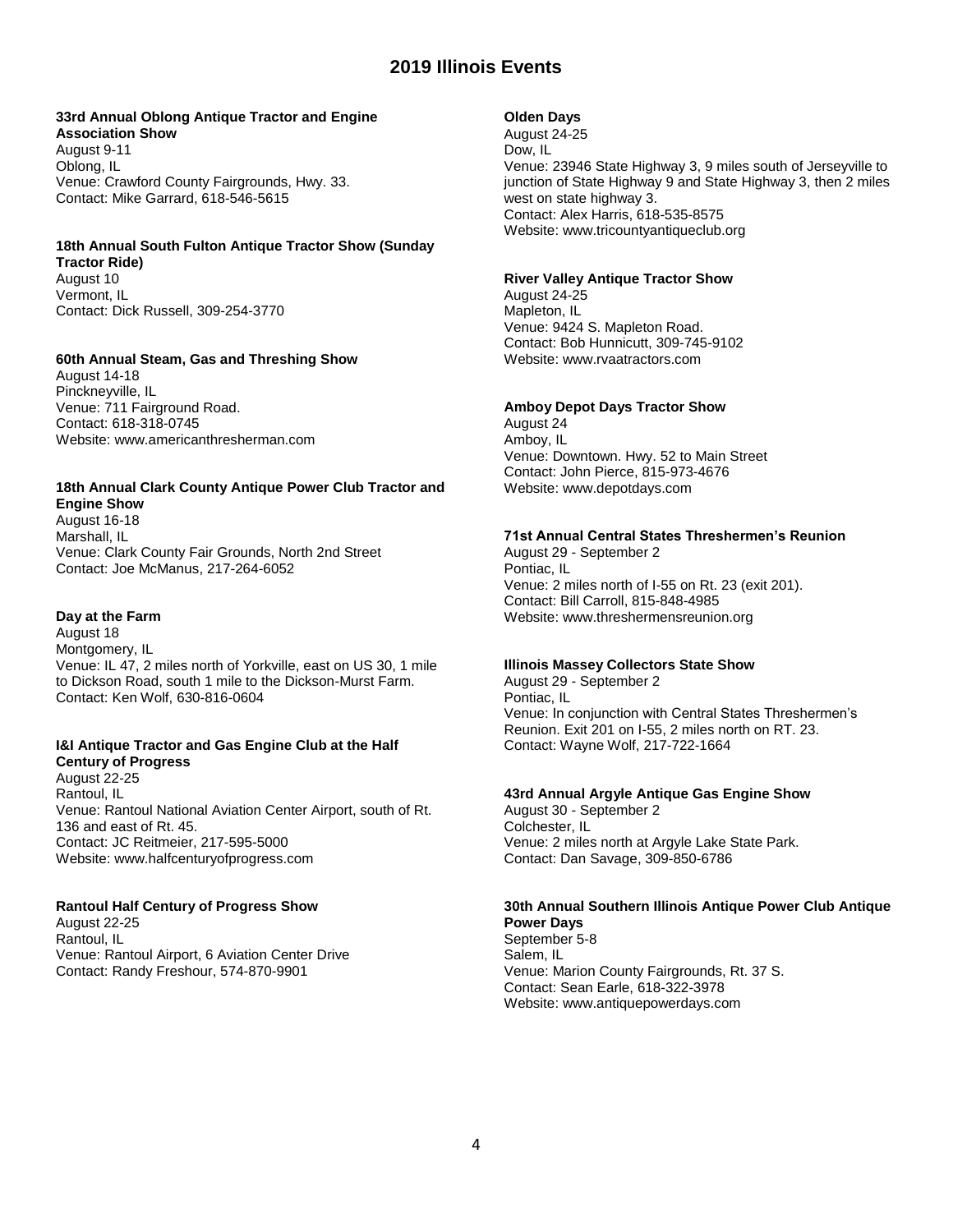# 2019 Illinois Events

**33rd Annual Oblong Antique Tractor and Engine Association Show**
August 9-11
Oblong, IL
Venue: Crawford County Fairgrounds, Hwy. 33.
Contact: Mike Garrard, 618-546-5615

**18th Annual South Fulton Antique Tractor Show (Sunday Tractor Ride)**
August 10
Vermont, IL
Contact: Dick Russell, 309-254-3770

**60th Annual Steam, Gas and Threshing Show**
August 14-18
Pinckneyville, IL
Venue: 711 Fairground Road.
Contact: 618-318-0745
Website: www.americanthresherman.com

**18th Annual Clark County Antique Power Club Tractor and Engine Show**
August 16-18
Marshall, IL
Venue: Clark County Fair Grounds, North 2nd Street
Contact: Joe McManus, 217-264-6052

**Day at the Farm**
August 18
Montgomery, IL
Venue: IL 47, 2 miles north of Yorkville, east on US 30, 1 mile to Dickson Road, south 1 mile to the Dickson-Murst Farm.
Contact: Ken Wolf, 630-816-0604

**I&I Antique Tractor and Gas Engine Club at the Half Century of Progress**
August 22-25
Rantoul, IL
Venue: Rantoul National Aviation Center Airport, south of Rt. 136 and east of Rt. 45.
Contact: JC Reitmeier, 217-595-5000
Website: www.halfcenturyofprogress.com

**Rantoul Half Century of Progress Show**
August 22-25
Rantoul, IL
Venue: Rantoul Airport, 6 Aviation Center Drive
Contact: Randy Freshour, 574-870-9901

**Olden Days**
August 24-25
Dow, IL
Venue: 23946 State Highway 3, 9 miles south of Jerseyville to junction of State Highway 9 and State Highway 3, then 2 miles west on state highway 3.
Contact: Alex Harris, 618-535-8575
Website: www.tricountyantiqueclub.org

**River Valley Antique Tractor Show**
August 24-25
Mapleton, IL
Venue: 9424 S. Mapleton Road.
Contact: Bob Hunnicutt, 309-745-9102
Website: www.rvaatractors.com

**Amboy Depot Days Tractor Show**
August 24
Amboy, IL
Venue: Downtown. Hwy. 52 to Main Street
Contact: John Pierce, 815-973-4676
Website: www.depotdays.com

**71st Annual Central States Threshermen's Reunion**
August 29 - September 2
Pontiac, IL
Venue: 2 miles north of I-55 on Rt. 23 (exit 201).
Contact: Bill Carroll, 815-848-4985
Website: www.threshermensreunion.org

**Illinois Massey Collectors State Show**
August 29 - September 2
Pontiac, IL
Venue: In conjunction with Central States Threshermen's Reunion. Exit 201 on I-55, 2 miles north on RT. 23.
Contact: Wayne Wolf, 217-722-1664

**43rd Annual Argyle Antique Gas Engine Show**
August 30 - September 2
Colchester, IL
Venue: 2 miles north at Argyle Lake State Park.
Contact: Dan Savage, 309-850-6786

**30th Annual Southern Illinois Antique Power Club Antique Power Days**
September 5-8
Salem, IL
Venue: Marion County Fairgrounds, Rt. 37 S.
Contact: Sean Earle, 618-322-3978
Website: www.antiquepowerdays.com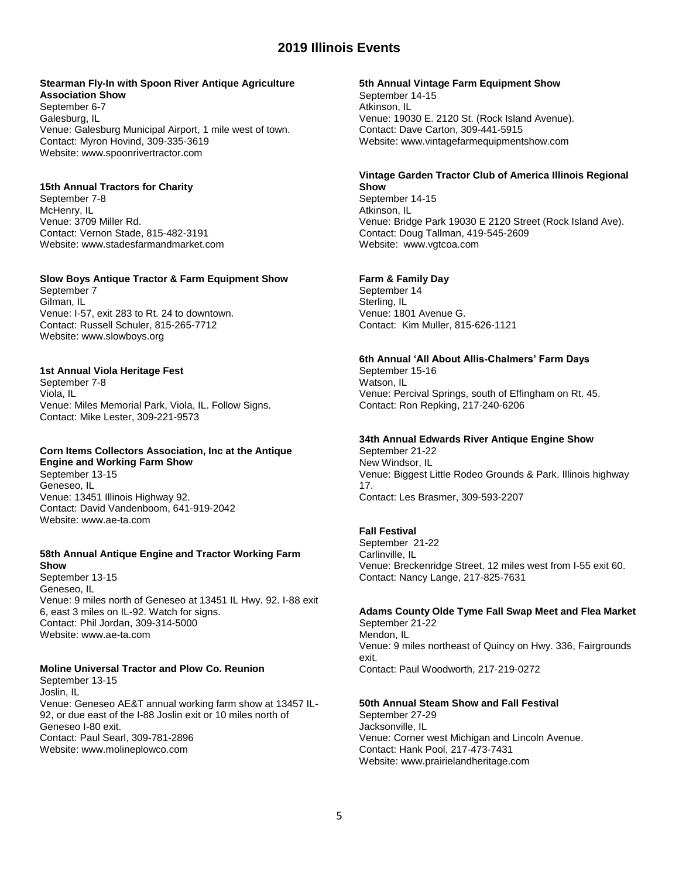# 2019 Illinois Events

**Stearman Fly-In with Spoon River Antique Agriculture Association Show**
September 6-7
Galesburg, IL
Venue: Galesburg Municipal Airport, 1 mile west of town.
Contact: Myron Hovind, 309-335-3619
Website: www.spoonrivertractor.com

**15th Annual Tractors for Charity**
September 7-8
McHenry, IL
Venue: 3709 Miller Rd.
Contact: Vernon Stade, 815-482-3191
Website: www.stadesfarmandmarket.com

**Slow Boys Antique Tractor & Farm Equipment Show**
September 7
Gilman, IL
Venue: I-57, exit 283 to Rt. 24 to downtown.
Contact: Russell Schuler, 815-265-7712
Website: www.slowboys.org

**1st Annual Viola Heritage Fest**
September 7-8
Viola, IL
Venue: Miles Memorial Park, Viola, IL. Follow Signs.
Contact: Mike Lester, 309-221-9573

**Corn Items Collectors Association, Inc at the Antique Engine and Working Farm Show**
September 13-15
Geneseo, IL
Venue: 13451 Illinois Highway 92.
Contact: David Vandenboom, 641-919-2042
Website: www.ae-ta.com

**58th Annual Antique Engine and Tractor Working Farm Show**
September 13-15
Geneseo, IL
Venue: 9 miles north of Geneseo at 13451 IL Hwy. 92. I-88 exit 6, east 3 miles on IL-92. Watch for signs.
Contact: Phil Jordan, 309-314-5000
Website: www.ae-ta.com

**Moline Universal Tractor and Plow Co. Reunion**
September 13-15
Joslin, IL
Venue: Geneseo AE&T annual working farm show at 13457 IL-92, or due east of the I-88 Joslin exit or 10 miles north of Geneseo I-80 exit.
Contact: Paul Searl, 309-781-2896
Website: www.molineplowco.com

**5th Annual Vintage Farm Equipment Show**
September 14-15
Atkinson, IL
Venue: 19030 E. 2120 St. (Rock Island Avenue).
Contact: Dave Carton, 309-441-5915
Website: www.vintagefarmequipmentshow.com

**Vintage Garden Tractor Club of America Illinois Regional Show**
September 14-15
Atkinson, IL
Venue: Bridge Park 19030 E 2120 Street (Rock Island Ave).
Contact: Doug Tallman, 419-545-2609
Website: www.vgtcoa.com

**Farm & Family Day**
September 14
Sterling, IL
Venue: 1801 Avenue G.
Contact: Kim Muller, 815-626-1121

**6th Annual 'All About Allis-Chalmers' Farm Days**
September 15-16
Watson, IL
Venue: Percival Springs, south of Effingham on Rt. 45.
Contact: Ron Repking, 217-240-6206

**34th Annual Edwards River Antique Engine Show**
September 21-22
New Windsor, IL
Venue: Biggest Little Rodeo Grounds & Park. Illinois highway 17.
Contact: Les Brasmer, 309-593-2207

**Fall Festival**
September 21-22
Carlinville, IL
Venue: Breckenridge Street, 12 miles west from I-55 exit 60.
Contact: Nancy Lange, 217-825-7631

**Adams County Olde Tyme Fall Swap Meet and Flea Market**
September 21-22
Mendon, IL
Venue: 9 miles northeast of Quincy on Hwy. 336, Fairgrounds exit.
Contact: Paul Woodworth, 217-219-0272

**50th Annual Steam Show and Fall Festival**
September 27-29
Jacksonville, IL
Venue: Corner west Michigan and Lincoln Avenue.
Contact: Hank Pool, 217-473-7431
Website: www.prairielandheritage.com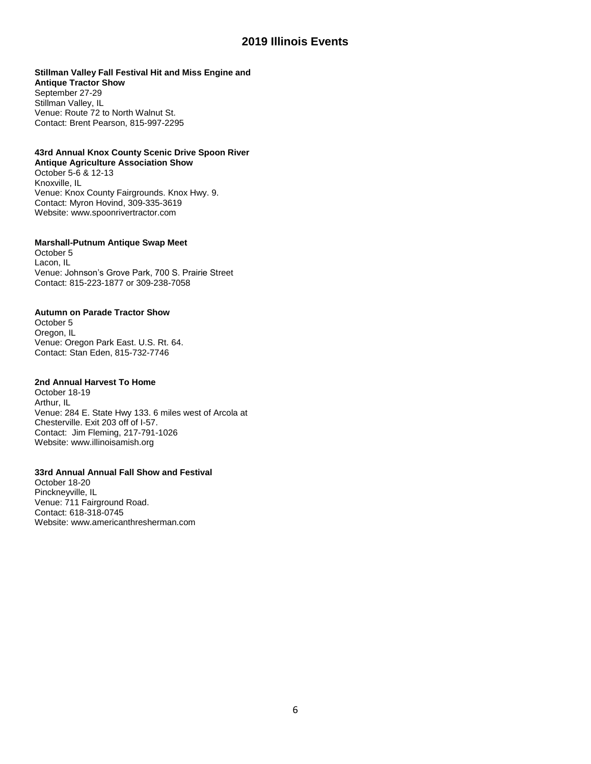# 2019 Illinois Events

**Stillman Valley Fall Festival Hit and Miss Engine and Antique Tractor Show**
September 27-29
Stillman Valley, IL
Venue: Route 72 to North Walnut St.
Contact: Brent Pearson, 815-997-2295

**43rd Annual Knox County Scenic Drive Spoon River Antique Agriculture Association Show**
October 5-6 & 12-13
Knoxville, IL
Venue: Knox County Fairgrounds. Knox Hwy. 9.
Contact: Myron Hovind, 309-335-3619
Website: www.spoonrivertractor.com

**Marshall-Putnum Antique Swap Meet**
October 5
Lacon, IL
Venue: Johnson's Grove Park, 700 S. Prairie Street
Contact: 815-223-1877 or 309-238-7058

**Autumn on Parade Tractor Show**
October 5
Oregon, IL
Venue: Oregon Park East. U.S. Rt. 64.
Contact: Stan Eden, 815-732-7746

**2nd Annual Harvest To Home**
October 18-19
Arthur, IL
Venue: 284 E. State Hwy 133. 6 miles west of Arcola at Chesterville. Exit 203 off of I-57.
Contact: Jim Fleming, 217-791-1026
Website: www.illinoisamish.org

**33rd Annual Annual Fall Show and Festival**
October 18-20
Pinckneyville, IL
Venue: 711 Fairground Road.
Contact: 618-318-0745
Website: www.americanthresherman.com